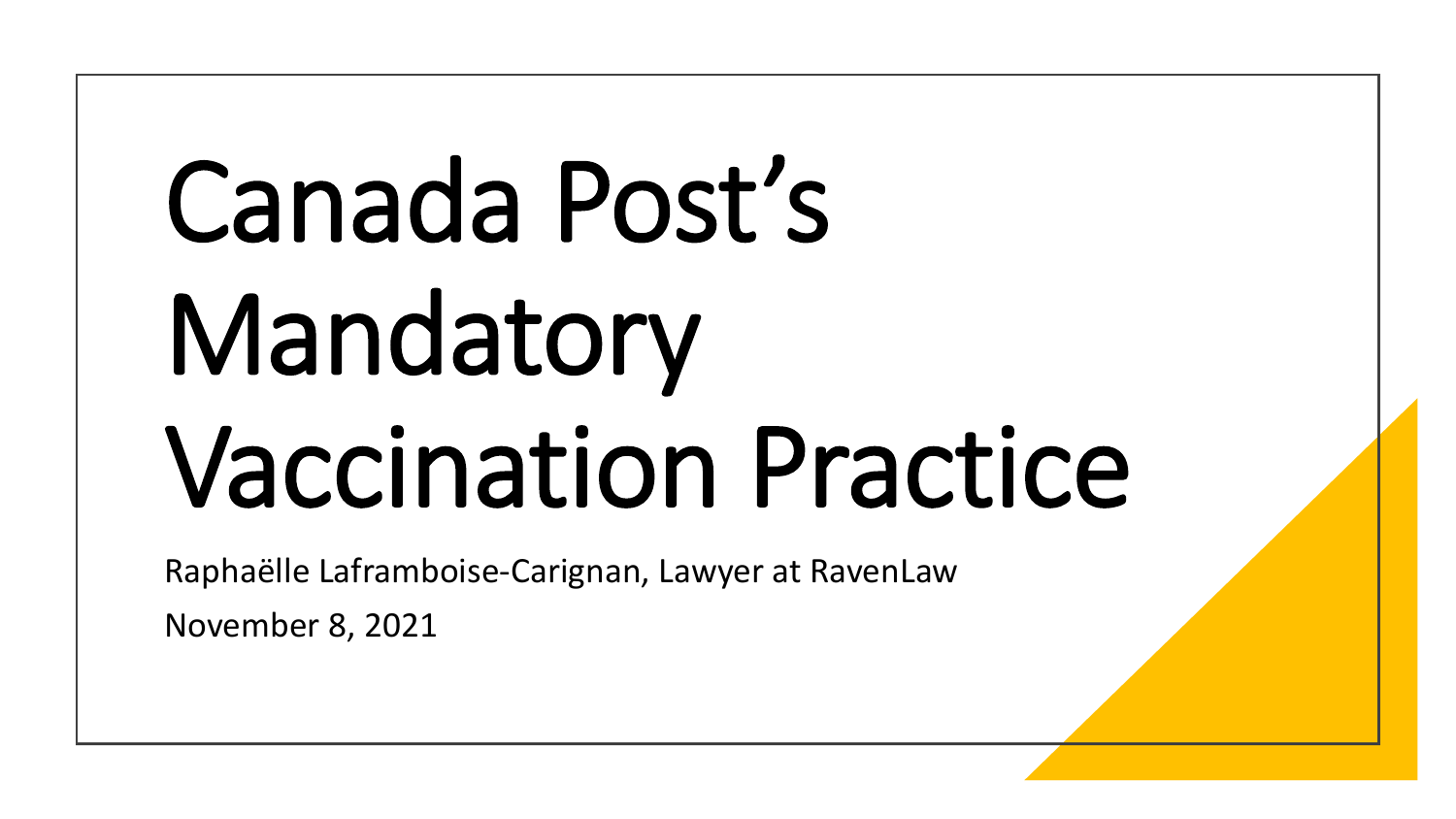# Canada Post’s Mandatory Vaccination Practice

Raphaëlle Laframboise-Carignan, Lawyer at RavenLaw

November 8, 2021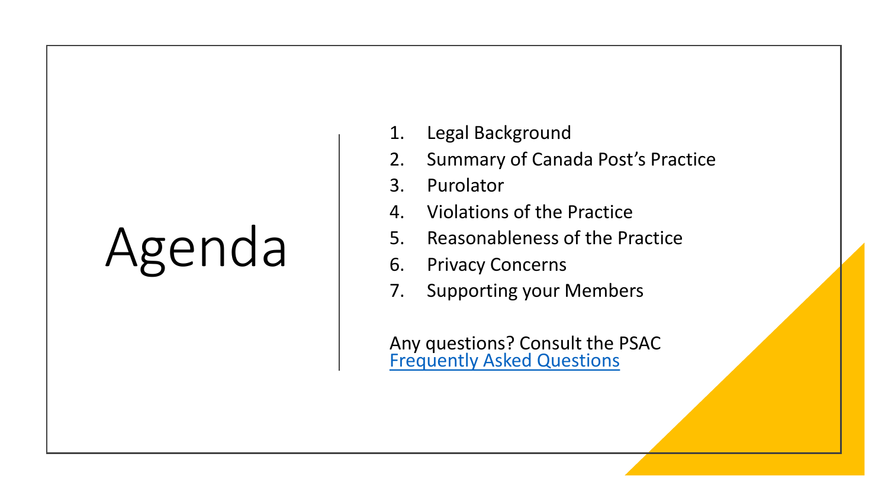# Agenda

1. Legal Background
2. Summary of Canada Post's Practice
3. Purolator
4. Violations of the Practice
5. Reasonableness of the Practice
6. Privacy Concerns
7. Supporting your Members

Any questions? Consult the PSAC Frequently Asked Questions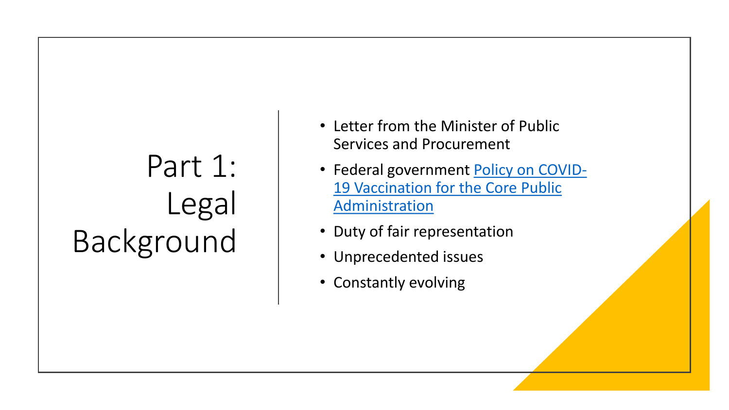# Part 1: Legal Background

- Letter from the Minister of Public Services and Procurement
- Federal government Policy on COVID-19 Vaccination for the Core Public Administration
- Duty of fair representation
- Unprecedented issues
- Constantly evolving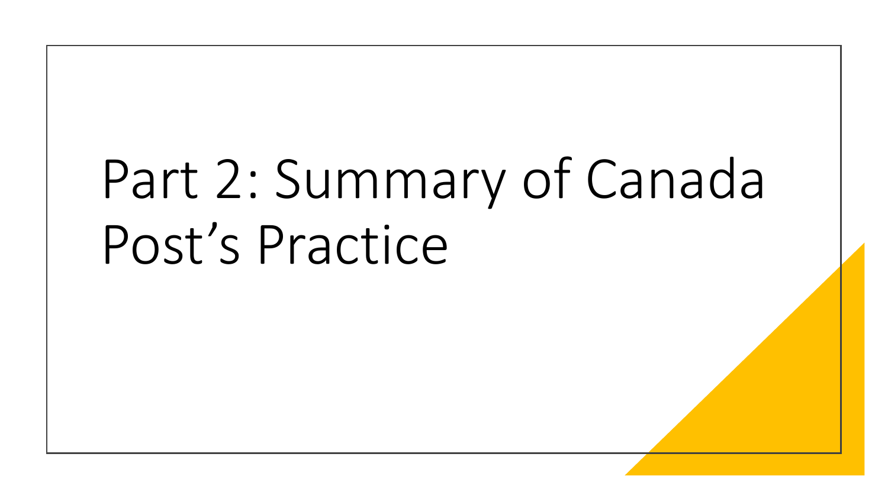# Part 2: Summary of Canada Post’s Practice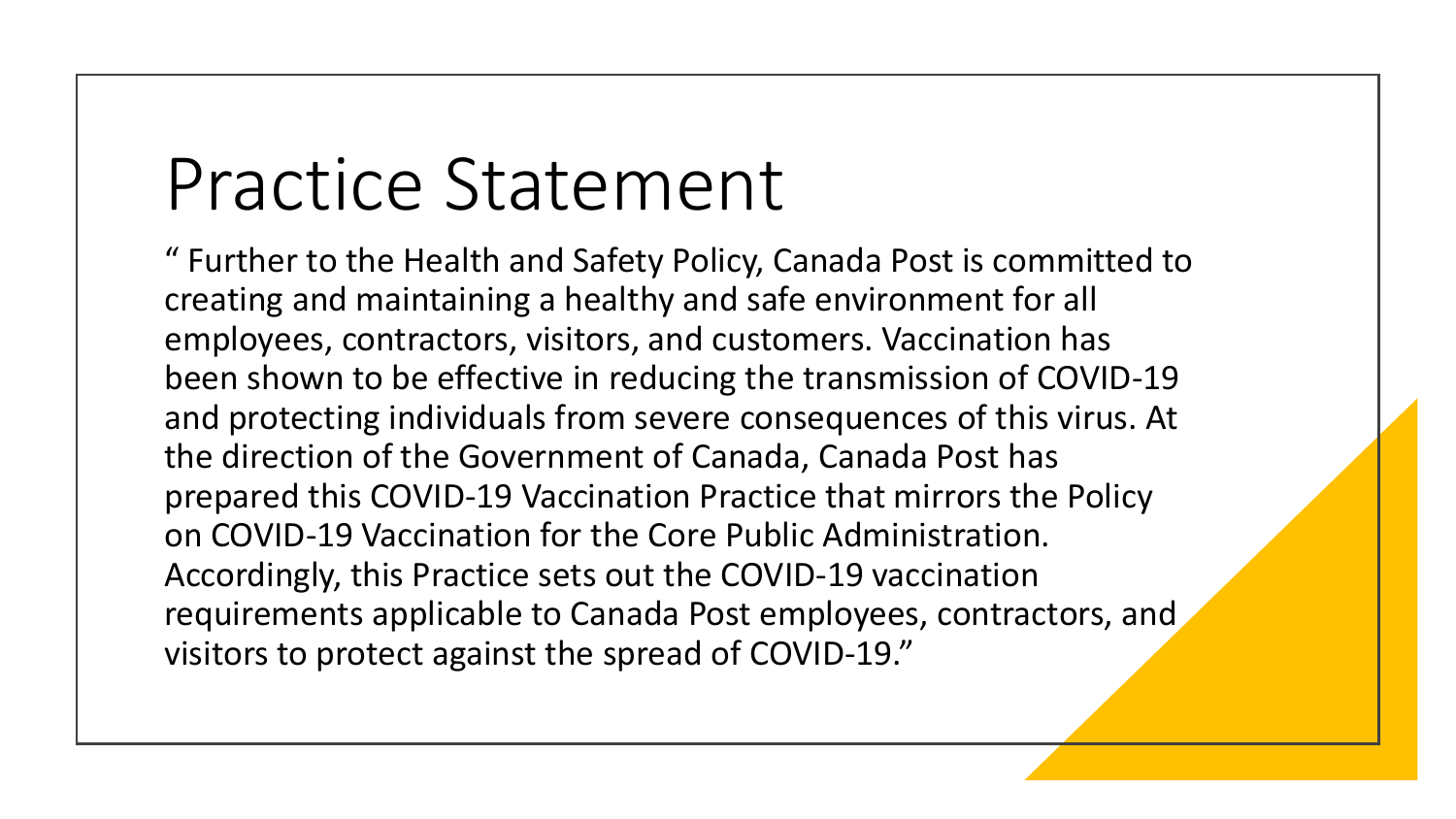# Practice Statement

" Further to the Health and Safety Policy, Canada Post is committed to creating and maintaining a healthy and safe environment for all employees, contractors, visitors, and customers. Vaccination has been shown to be effective in reducing the transmission of COVID-19 and protecting individuals from severe consequences of this virus. At the direction of the Government of Canada, Canada Post has prepared this COVID-19 Vaccination Practice that mirrors the Policy on COVID-19 Vaccination for the Core Public Administration. Accordingly, this Practice sets out the COVID-19 vaccination requirements applicable to Canada Post employees, contractors, and visitors to protect against the spread of COVID-19."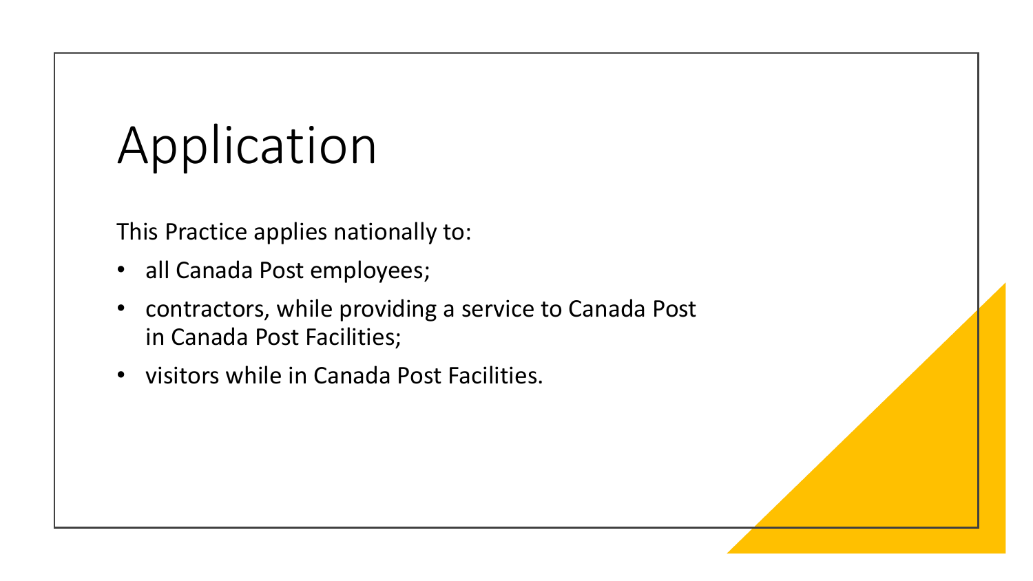# Application

This Practice applies nationally to:

- all Canada Post employees;
- contractors, while providing a service to Canada Post in Canada Post Facilities;
- visitors while in Canada Post Facilities.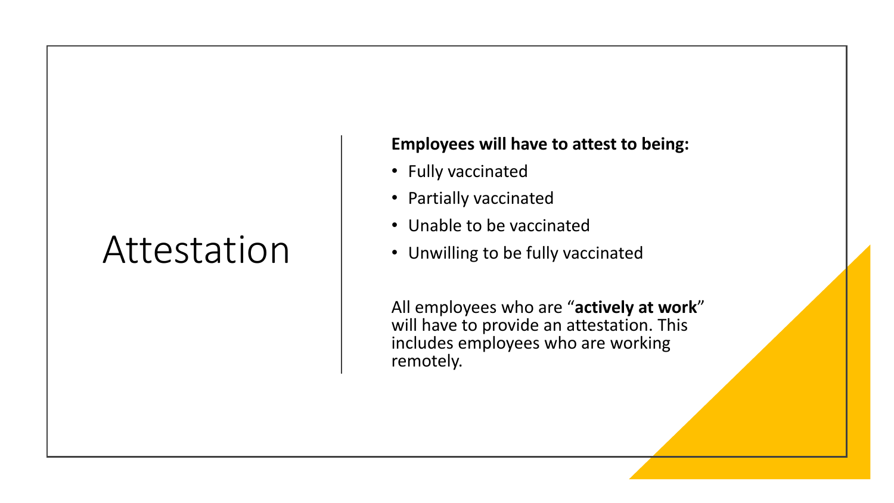# Attestation

**Employees will have to attest to being:**

- Fully vaccinated
- Partially vaccinated
- Unable to be vaccinated
- Unwilling to be fully vaccinated

All employees who are "**actively at work**" will have to provide an attestation. This includes employees who are working remotely.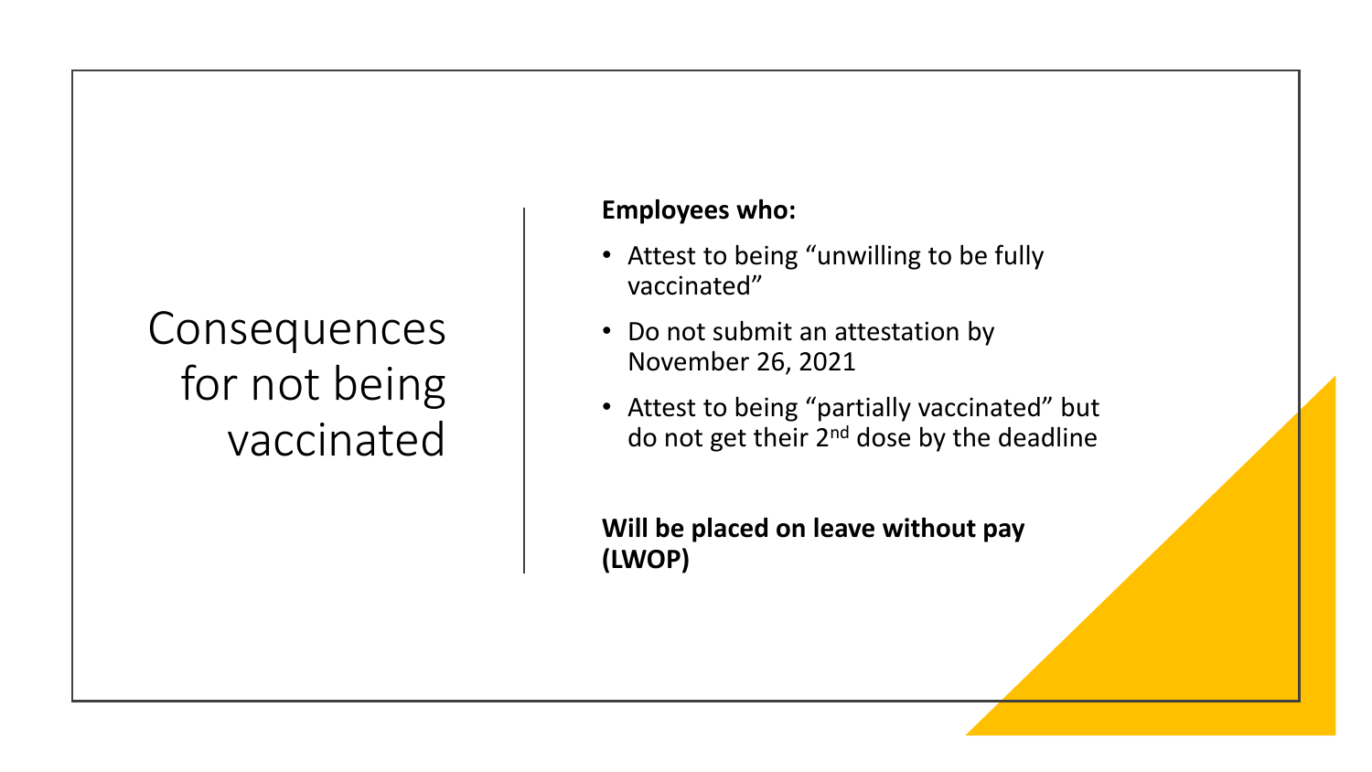# Consequences for not being vaccinated

**Employees who:**

- Attest to being "unwilling to be fully vaccinated"
- Do not submit an attestation by November 26, 2021
- Attest to being "partially vaccinated" but do not get their 2nd dose by the deadline

**Will be placed on leave without pay (LWOP)**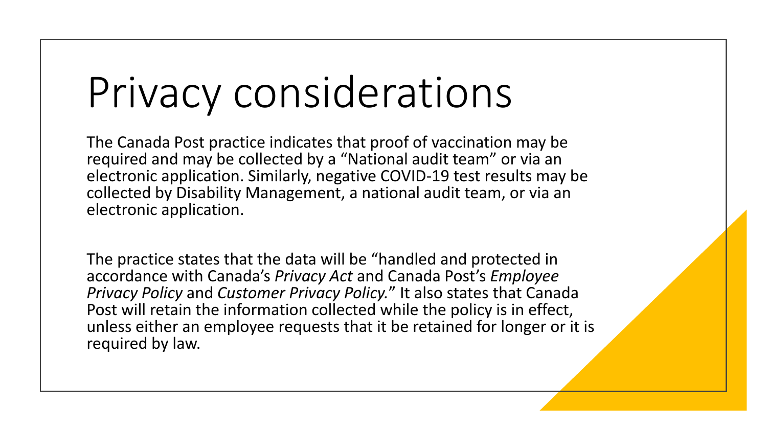# Privacy considerations

The Canada Post practice indicates that proof of vaccination may be required and may be collected by a “National audit team” or via an electronic application. Similarly, negative COVID-19 test results may be collected by Disability Management, a national audit team, or via an electronic application.

The practice states that the data will be “handled and protected in accordance with Canada’s *Privacy Act* and Canada Post’s *Employee Privacy Policy* and *Customer Privacy Policy.*” It also states that Canada Post will retain the information collected while the policy is in effect, unless either an employee requests that it be retained for longer or it is required by law.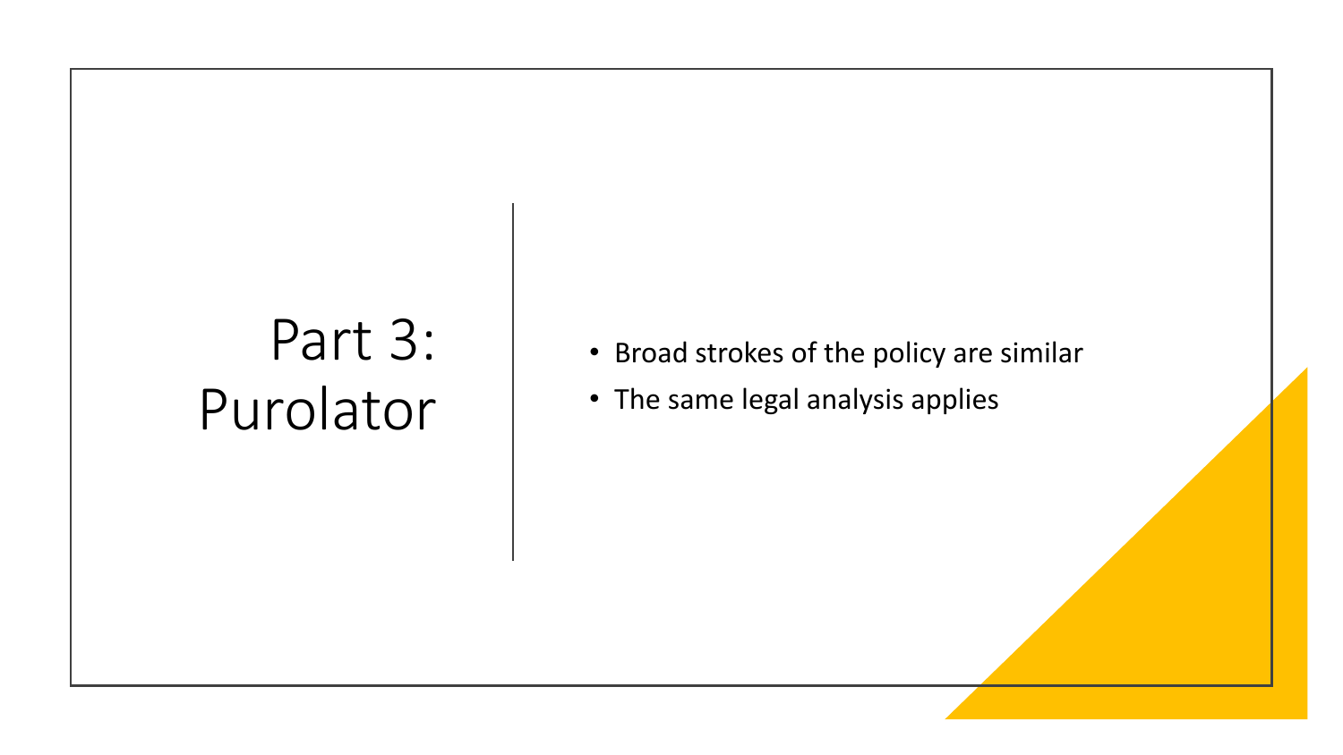# Part 3: Purolator

- Broad strokes of the policy are similar
- The same legal analysis applies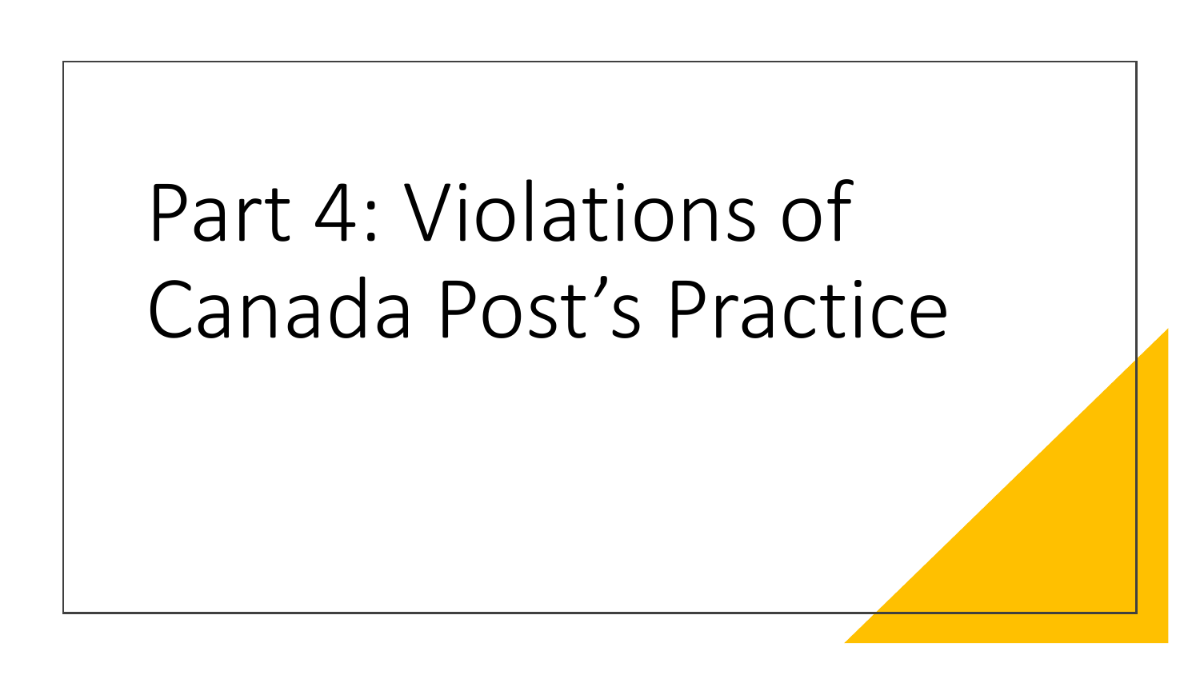# Part 4: Violations of Canada Post’s Practice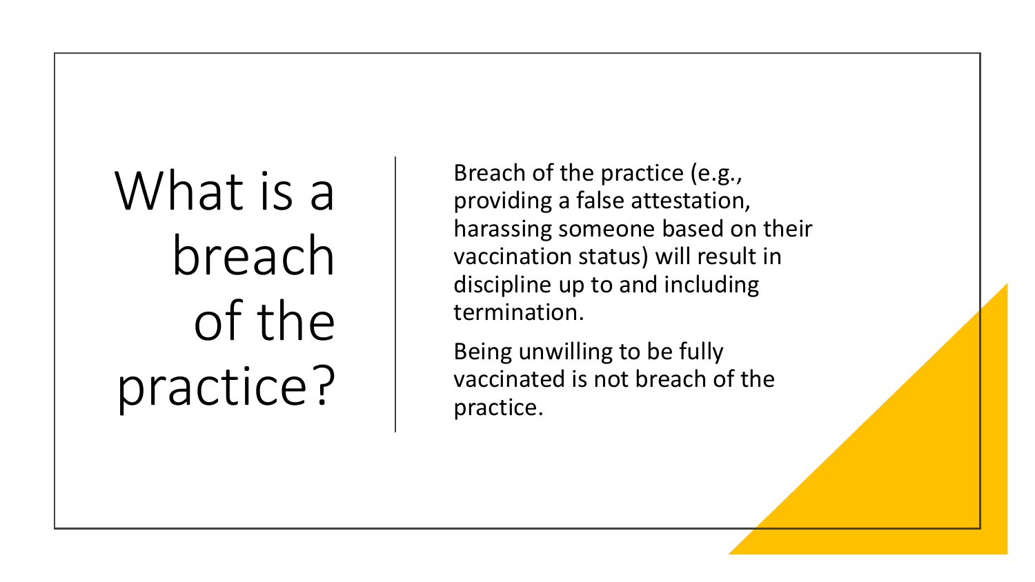# What is a breach of the practice?

Breach of the practice (e.g., providing a false attestation, harassing someone based on their vaccination status) will result in discipline up to and including termination.

Being unwilling to be fully vaccinated is not breach of the practice.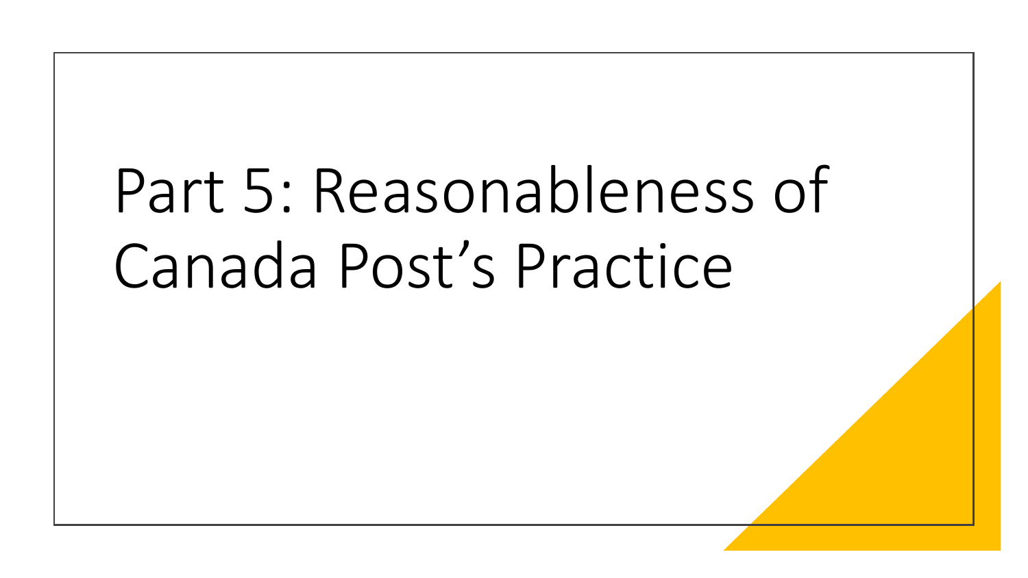# Part 5: Reasonableness of Canada Post’s Practice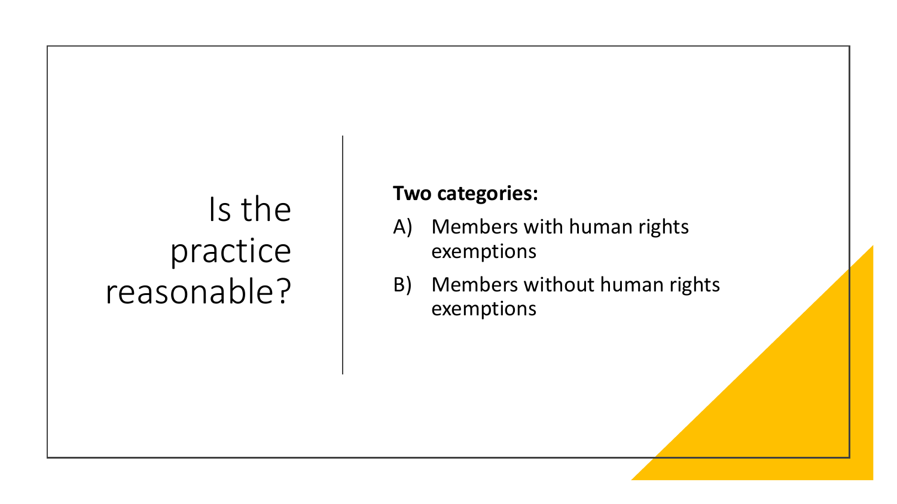# Is the practice reasonable?

**Two categories:**

A) Members with human rights exemptions

B) Members without human rights exemptions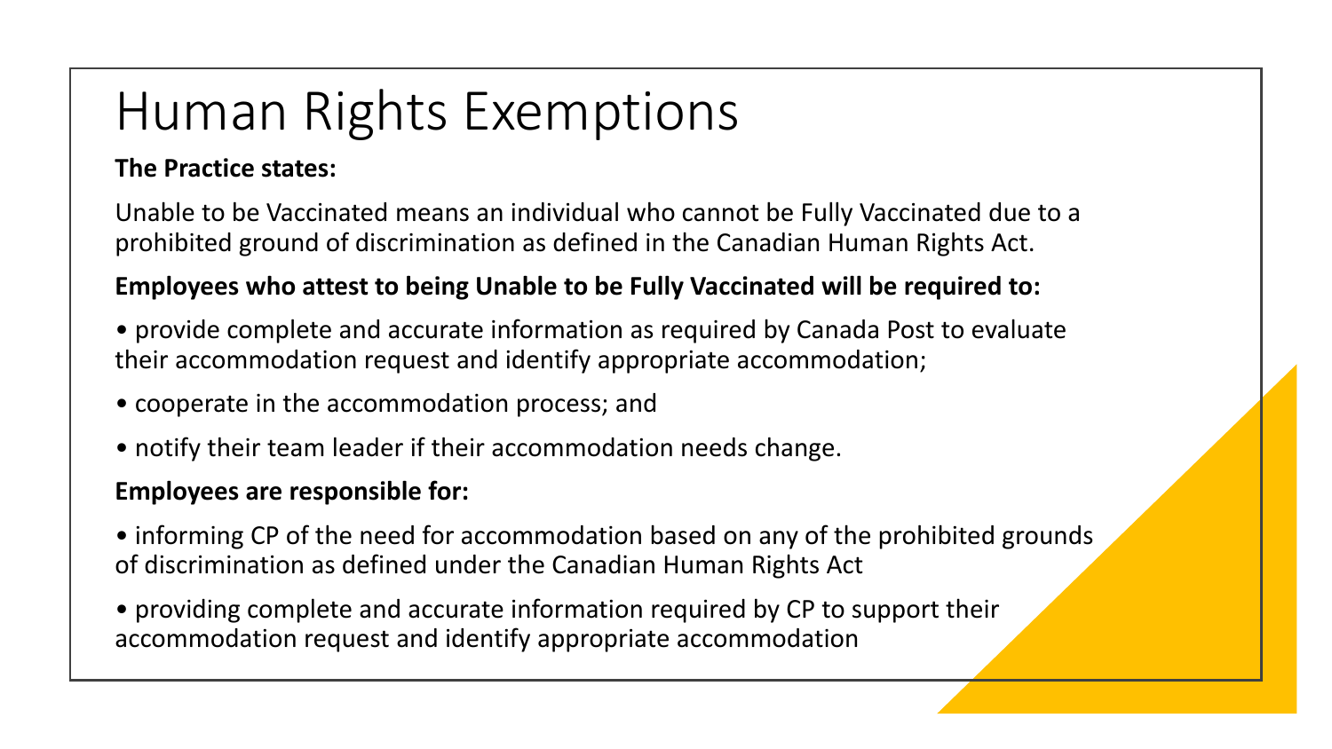# Human Rights Exemptions

**The Practice states:**

Unable to be Vaccinated means an individual who cannot be Fully Vaccinated due to a prohibited ground of discrimination as defined in the Canadian Human Rights Act.

**Employees who attest to being Unable to be Fully Vaccinated will be required to:**

- provide complete and accurate information as required by Canada Post to evaluate their accommodation request and identify appropriate accommodation;
- cooperate in the accommodation process; and
- notify their team leader if their accommodation needs change.

**Employees are responsible for:**

- informing CP of the need for accommodation based on any of the prohibited grounds of discrimination as defined under the Canadian Human Rights Act
- providing complete and accurate information required by CP to support their accommodation request and identify appropriate accommodation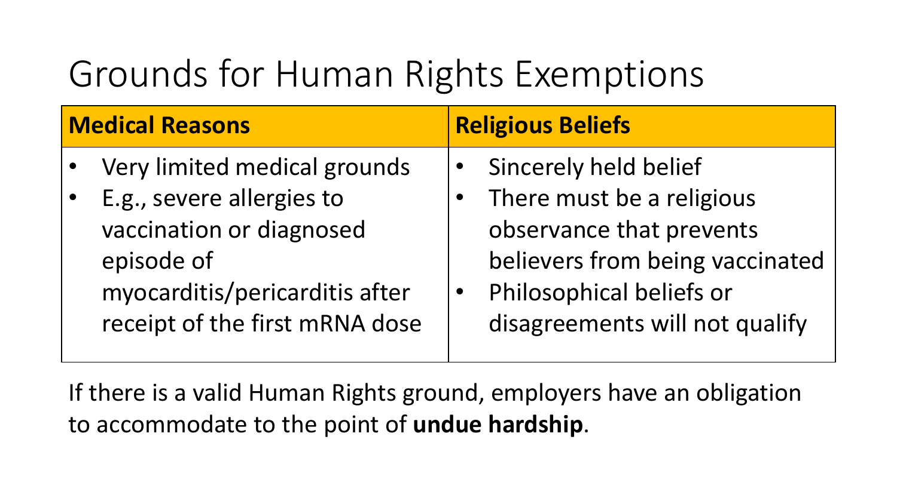# Grounds for Human Rights Exemptions

| **Medical Reasons** | **Religious Beliefs** |
| --- | --- |
| • Very limited medical grounds<br>• E.g., severe allergies to vaccination or diagnosed episode of myocarditis/pericarditis after receipt of the first mRNA dose | • Sincerely held belief<br>• There must be a religious observance that prevents believers from being vaccinated<br>• Philosophical beliefs or disagreements will not qualify |

If there is a valid Human Rights ground, employers have an obligation to accommodate to the point of **undue hardship**.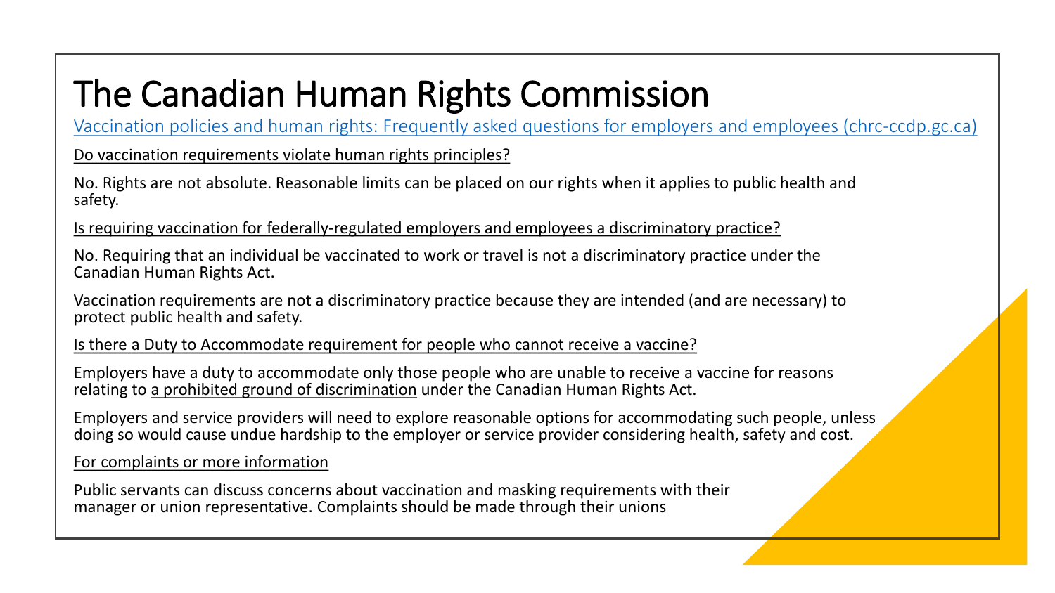# The Canadian Human Rights Commission

Vaccination policies and human rights: Frequently asked questions for employers and employees (chrc-ccdp.gc.ca)

Do vaccination requirements violate human rights principles?

No. Rights are not absolute. Reasonable limits can be placed on our rights when it applies to public health and safety.

Is requiring vaccination for federally-regulated employers and employees a discriminatory practice?

No. Requiring that an individual be vaccinated to work or travel is not a discriminatory practice under the Canadian Human Rights Act.

Vaccination requirements are not a discriminatory practice because they are intended (and are necessary) to protect public health and safety.

Is there a Duty to Accommodate requirement for people who cannot receive a vaccine?

Employers have a duty to accommodate only those people who are unable to receive a vaccine for reasons relating to a prohibited ground of discrimination under the Canadian Human Rights Act.

Employers and service providers will need to explore reasonable options for accommodating such people, unless doing so would cause undue hardship to the employer or service provider considering health, safety and cost.

For complaints or more information

Public servants can discuss concerns about vaccination and masking requirements with their manager or union representative. Complaints should be made through their unions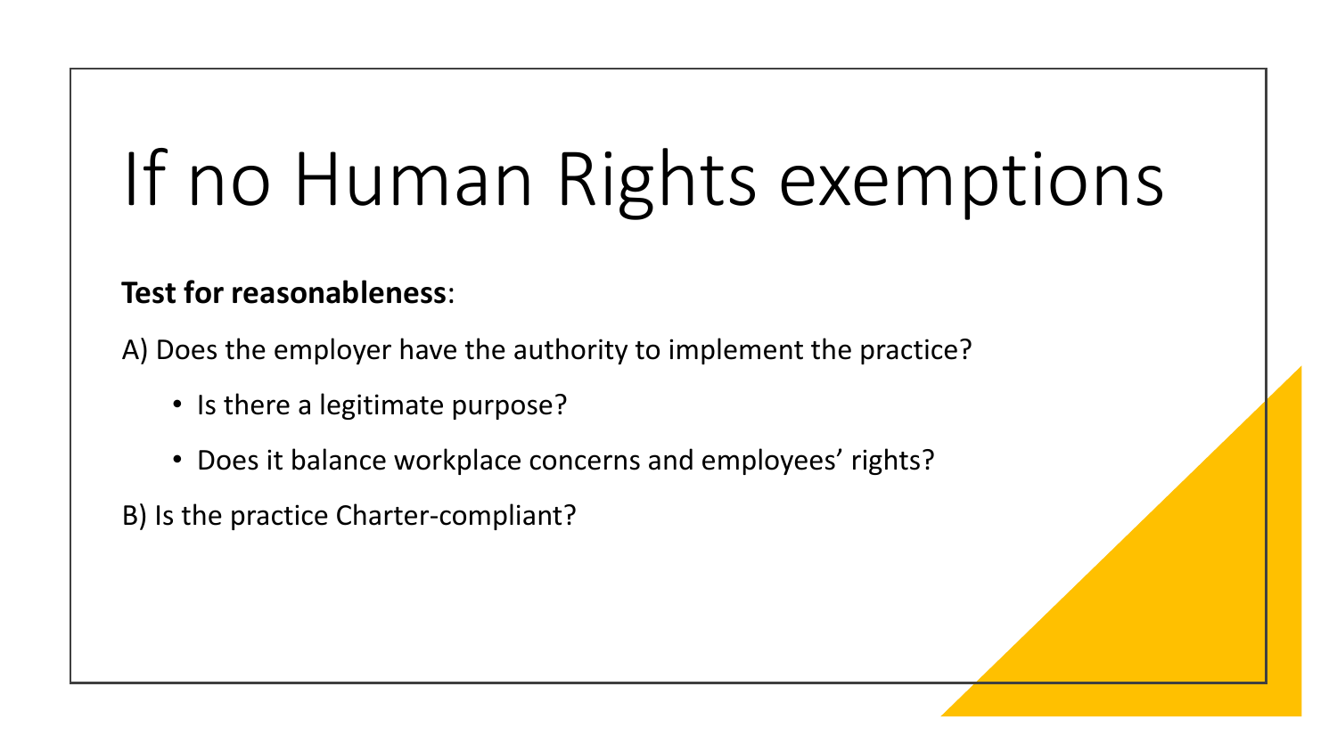# If no Human Rights exemptions

**Test for reasonableness**:

A) Does the employer have the authority to implement the practice?

- Is there a legitimate purpose?
- Does it balance workplace concerns and employees’ rights?

B) Is the practice Charter-compliant?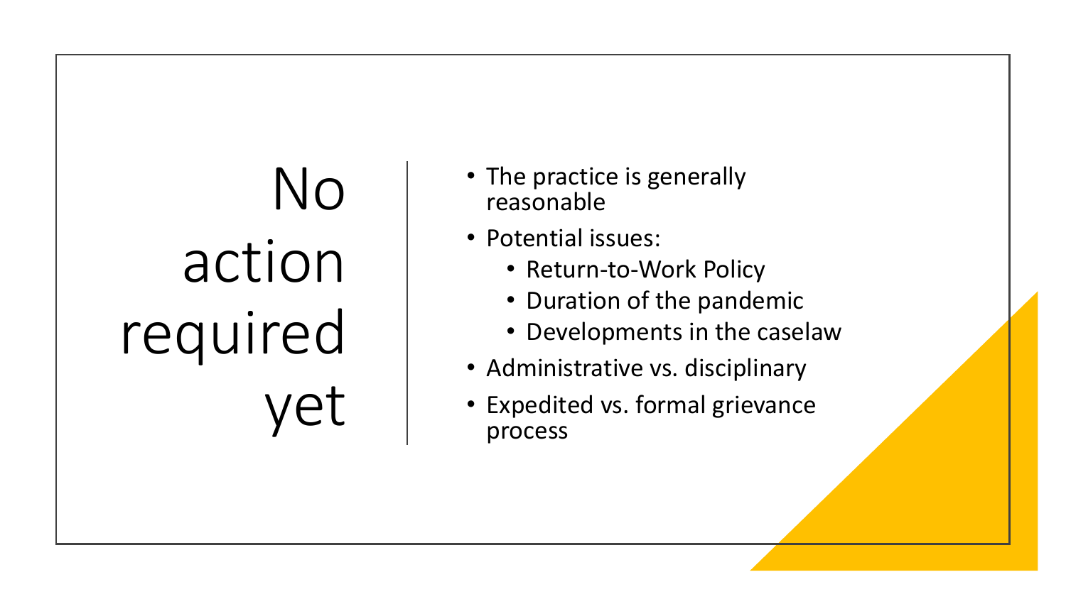# No action required yet

- The practice is generally reasonable
- Potential issues:
  - Return-to-Work Policy
  - Duration of the pandemic
  - Developments in the caselaw
- Administrative vs. disciplinary
- Expedited vs. formal grievance process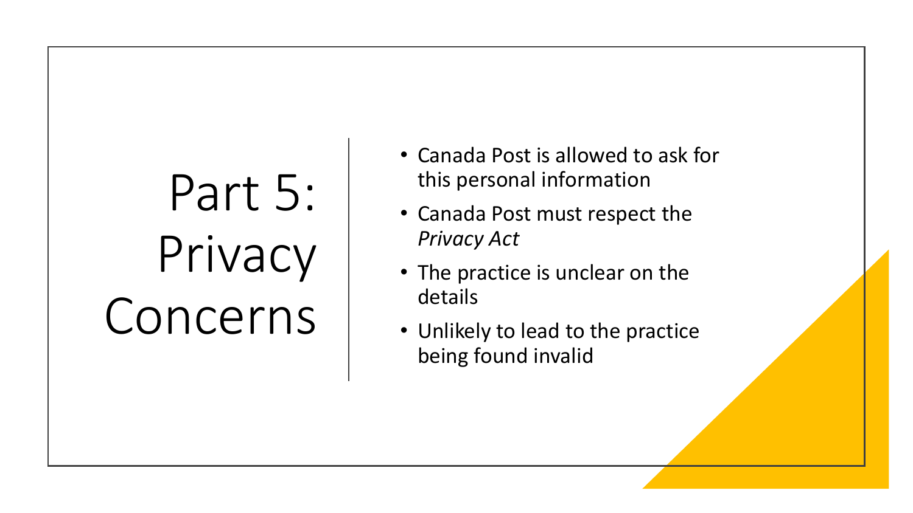# Part 5: Privacy Concerns

- Canada Post is allowed to ask for this personal information
- Canada Post must respect the *Privacy Act*
- The practice is unclear on the details
- Unlikely to lead to the practice being found invalid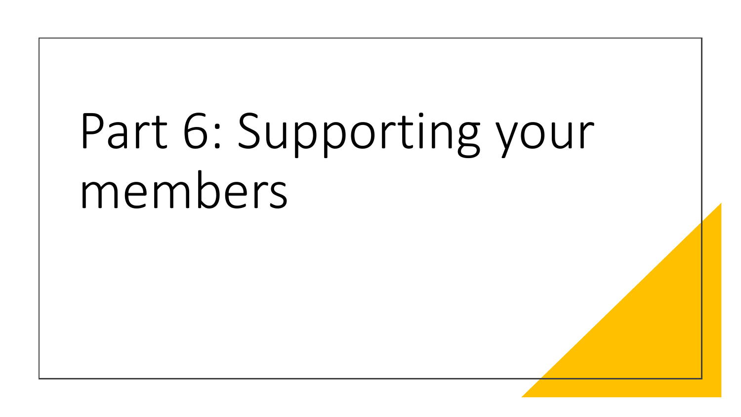# Part 6: Supporting your members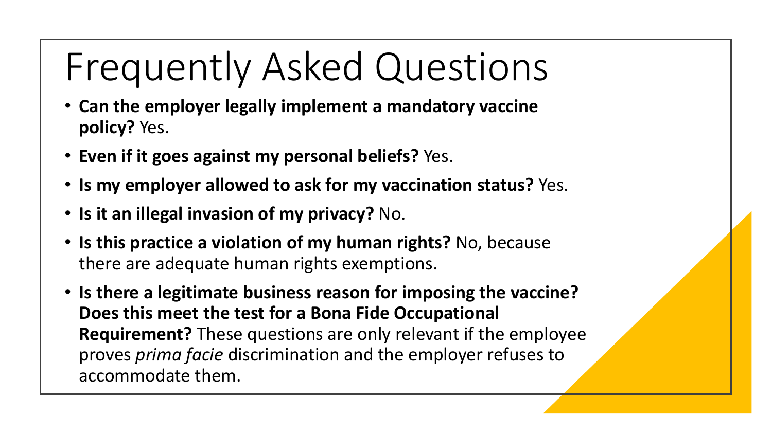# Frequently Asked Questions

- **Can the employer legally implement a mandatory vaccine policy?** Yes.
- **Even if it goes against my personal beliefs?** Yes.
- **Is my employer allowed to ask for my vaccination status?** Yes.
- **Is it an illegal invasion of my privacy?** No.
- **Is this practice a violation of my human rights?** No, because there are adequate human rights exemptions.
- **Is there a legitimate business reason for imposing the vaccine? Does this meet the test for a Bona Fide Occupational Requirement?** These questions are only relevant if the employee proves *prima facie* discrimination and the employer refuses to accommodate them.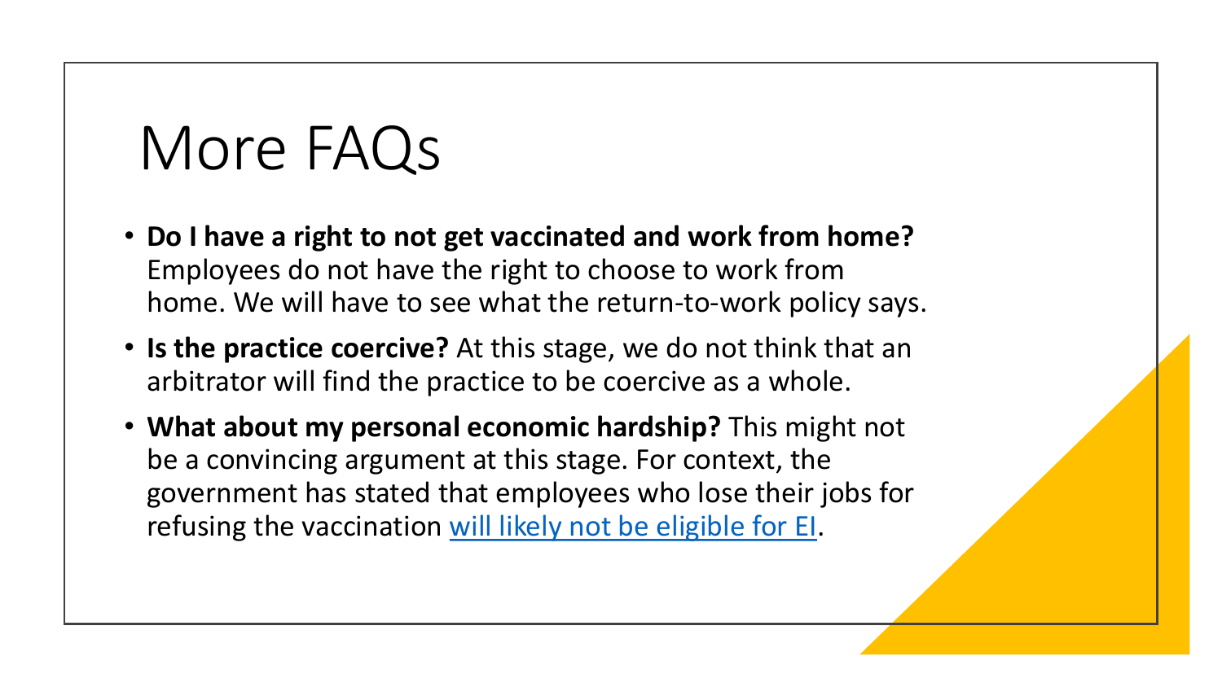# More FAQs

- **Do I have a right to not get vaccinated and work from home?** Employees do not have the right to choose to work from home. We will have to see what the return-to-work policy says.
- **Is the practice coercive?** At this stage, we do not think that an arbitrator will find the practice to be coercive as a whole.
- **What about my personal economic hardship?** This might not be a convincing argument at this stage. For context, the government has stated that employees who lose their jobs for refusing the vaccination will likely not be eligible for EI.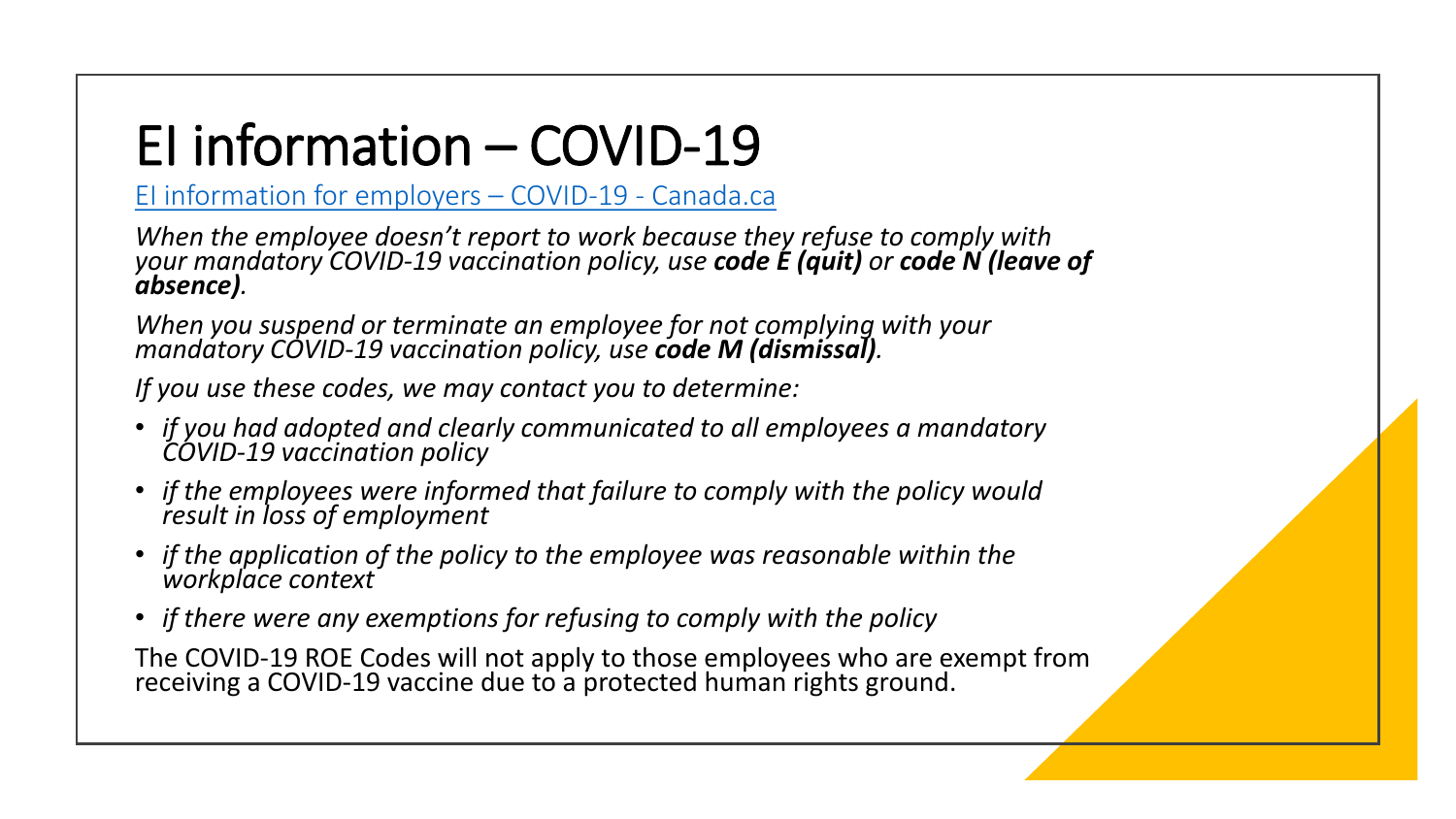# EI information – COVID-19

[EI information for employers – COVID-19 - Canada.ca]

*When the employee doesn't report to work because they refuse to comply with your mandatory COVID-19 vaccination policy, use **code E (quit)** or **code N (leave of absence)**.*

*When you suspend or terminate an employee for not complying with your mandatory COVID-19 vaccination policy, use **code M (dismissal)**.*

*If you use these codes, we may contact you to determine:*

- *if you had adopted and clearly communicated to all employees a mandatory COVID-19 vaccination policy*
- *if the employees were informed that failure to comply with the policy would result in loss of employment*
- *if the application of the policy to the employee was reasonable within the workplace context*
- *if there were any exemptions for refusing to comply with the policy*

The COVID-19 ROE Codes will not apply to those employees who are exempt from receiving a COVID-19 vaccine due to a protected human rights ground.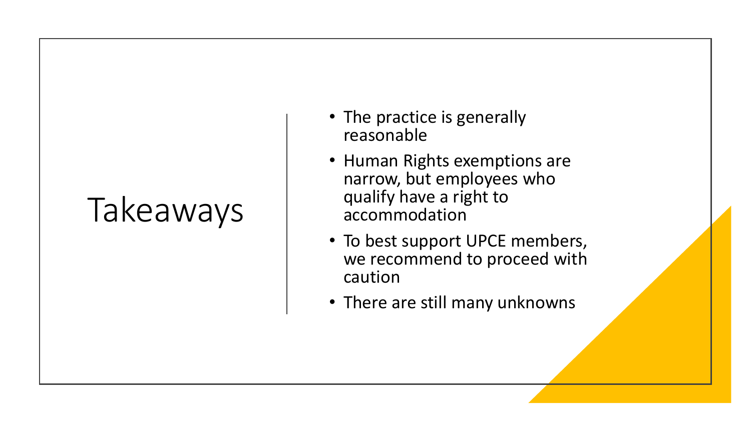# Takeaways

- The practice is generally reasonable
- Human Rights exemptions are narrow, but employees who qualify have a right to accommodation
- To best support UPCE members, we recommend to proceed with caution
- There are still many unknowns